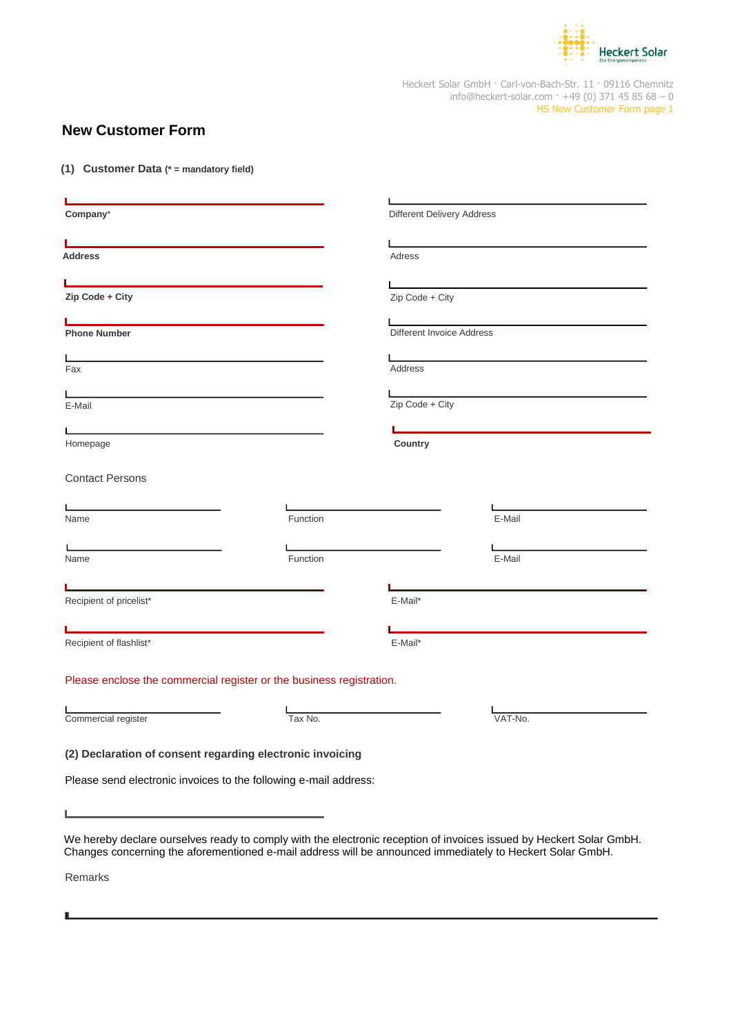Heckert Solar GmbH · Carl-von-Bach-Str. 11 · 09116 Chemnitz
info@heckert-solar.com · +49 (0) 371 45 85 68 – 0
HS New Customer Form page 1

# New Customer Form

## (1) Customer Data (* = mandatory field)

**Company***

**Address**

**Zip Code + City**

**Phone Number**

Fax

E-Mail

Homepage

Different Delivery Address

Adress

Zip Code + City

Different Invoice Address

Address

Zip Code + City

**Country**

Contact Persons

| Name | Function | E-Mail |
|---|---|---|
| Name | Function | E-Mail |

Recipient of pricelist*

E-Mail*

Recipient of flashlist*

E-Mail*

Please enclose the commercial register or the business registration.

| Commercial register | Tax No. | VAT-No. |
|---|---|---|

## (2) Declaration of consent regarding electronic invoicing

Please send electronic invoices to the following e-mail address:

We hereby declare ourselves ready to comply with the electronic reception of invoices issued by Heckert Solar GmbH. Changes concerning the aforementioned e-mail address will be announced immediately to Heckert Solar GmbH.

Remarks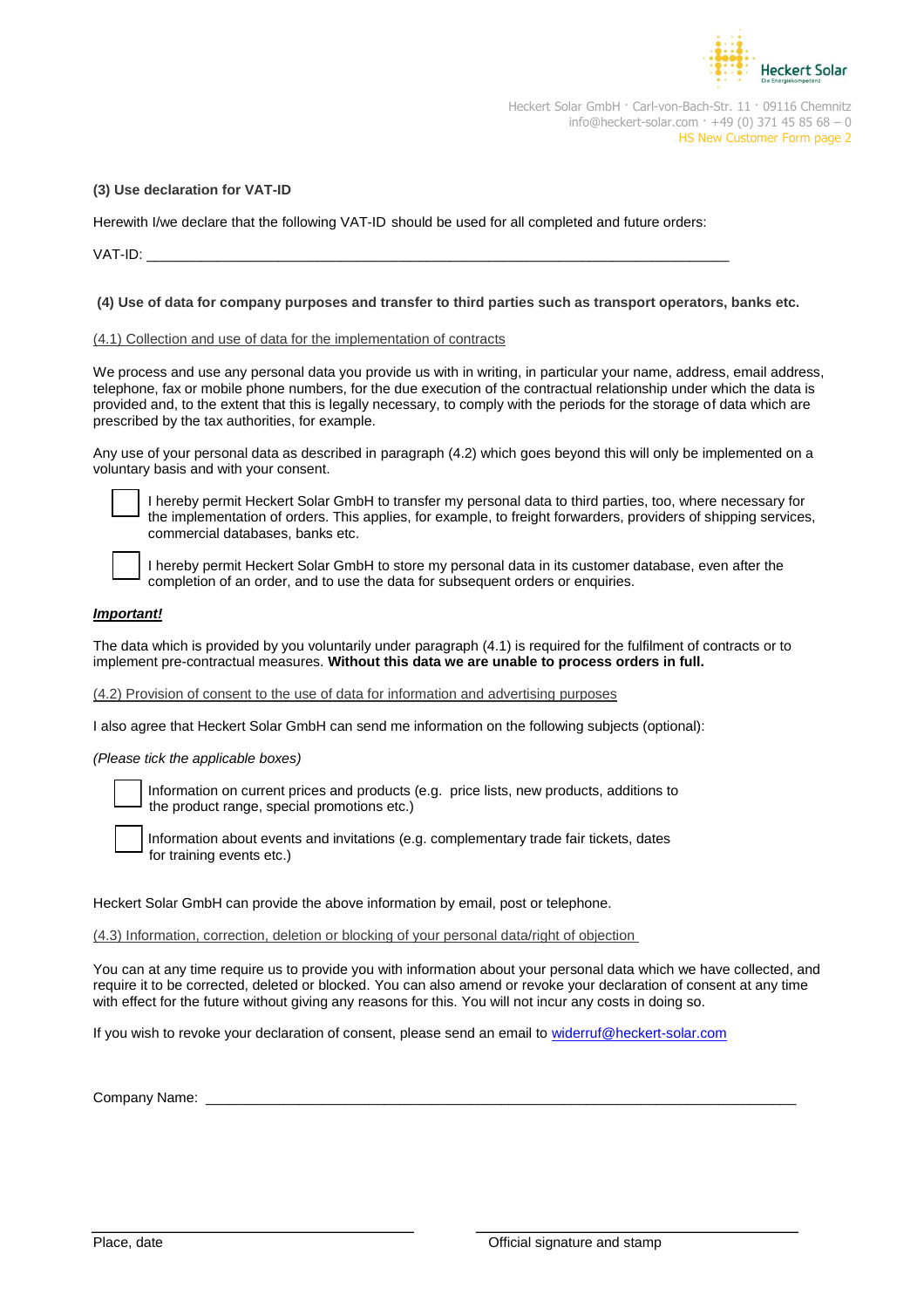**(3) Use declaration for VAT-ID**

Herewith I/we declare that the following VAT-ID should be used for all completed and future orders:

VAT-ID: ___________________________________________________________________________

**(4) Use of data for company purposes and transfer to third parties such as transport operators, banks etc.**

(4.1) Collection and use of data for the implementation of contracts

We process and use any personal data you provide us with in writing, in particular your name, address, email address, telephone, fax or mobile phone numbers, for the due execution of the contractual relationship under which the data is provided and, to the extent that this is legally necessary, to comply with the periods for the storage of data which are prescribed by the tax authorities, for example.

Any use of your personal data as described in paragraph (4.2) which goes beyond this will only be implemented on a voluntary basis and with your consent.

☐ I hereby permit Heckert Solar GmbH to transfer my personal data to third parties, too, where necessary for the implementation of orders. This applies, for example, to freight forwarders, providers of shipping services, commercial databases, banks etc.

☐ I hereby permit Heckert Solar GmbH to store my personal data in its customer database, even after the completion of an order, and to use the data for subsequent orders or enquiries.

***Important!***

The data which is provided by you voluntarily under paragraph (4.1) is required for the fulfilment of contracts or to implement pre-contractual measures. **Without this data we are unable to process orders in full.**

(4.2) Provision of consent to the use of data for information and advertising purposes

I also agree that Heckert Solar GmbH can send me information on the following subjects (optional):

*(Please tick the applicable boxes)*

☐ Information on current prices and products (e.g. price lists, new products, additions to the product range, special promotions etc.)

☐ Information about events and invitations (e.g. complementary trade fair tickets, dates for training events etc.)

Heckert Solar GmbH can provide the above information by email, post or telephone.

(4.3) Information, correction, deletion or blocking of your personal data/right of objection

You can at any time require us to provide you with information about your personal data which we have collected, and require it to be corrected, deleted or blocked. You can also amend or revoke your declaration of consent at any time with effect for the future without giving any reasons for this. You will not incur any costs in doing so.

If you wish to revoke your declaration of consent, please send an email to widerruf@heckert-solar.com

Company Name: ___________________________________________________________________________

_________________________________ Place, date

_________________________________ Official signature and stamp